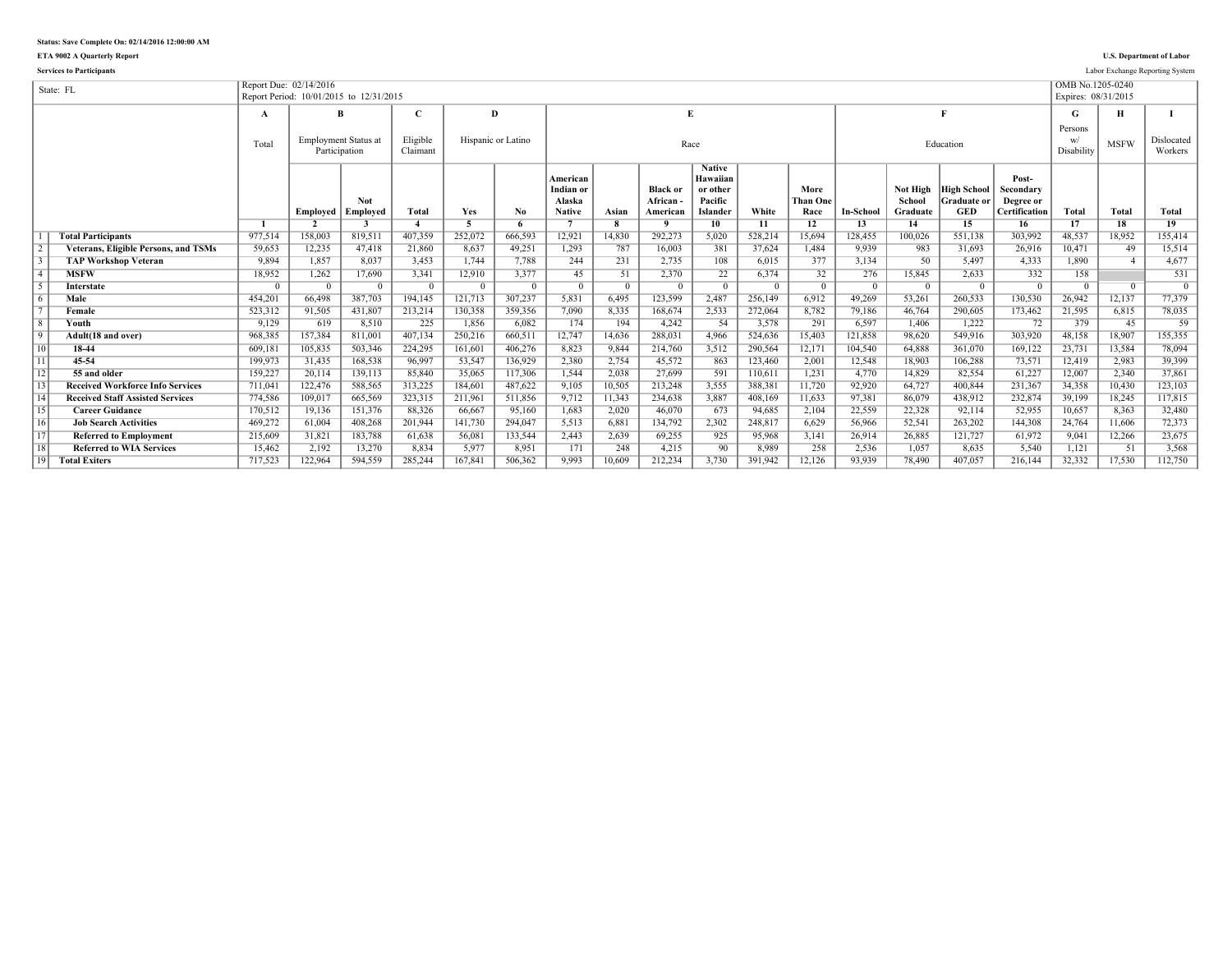Status: Save Complete On: 02/14/2016 12:00:00 AM

ETA 9002 A Quarterly Report

Services to Participants

U.S. Department of Labor

Labor Exchange Reporting System

| State: FL | Report Due: 02/14/2016<br>Report Period: 10/01/2015 to 12/31/2015 | | | | | | | | | | | | | | | | | OMB No.1205-0240<br>Expires: 08/31/2015 | | |
|---|---|---|---|---|---|---|---|---|---|---|---|---|---|---|---|---|---|---|---|---|
| | A | B | | C | D | | E | | | | | | F | | | | G | H | I |
| | Total | Employment Status at Participation | | Eligible Claimant | Hispanic or Latino | | Race | | | | | | Education | | | | Persons w/ Disability | MSFW | Dislocated Workers |
| | | Employed | Not Employed | Total | Yes | No | American Indian or Alaska Native | Asian | Black or African - American | Native Hawaiian or other Pacific Islander | White | More Than One Race | In-School | Not High School Graduate | High School Graduate or GED | Post-Secondary Degree or Certification | Total | Total | Total |
| | 1 | 2 | 3 | 4 | 5 | 6 | 7 | 8 | 9 | 10 | 11 | 12 | 13 | 14 | 15 | 16 | 17 | 18 | 19 |
| 1 **Total Participants** | 977,514 | 158,003 | 819,511 | 407,359 | 252,072 | 666,593 | 12,921 | 14,830 | 292,273 | 5,020 | 528,214 | 15,694 | 128,455 | 100,026 | 551,138 | 303,992 | 48,537 | 18,952 | 155,414 |
| 2 **Veterans, Eligible Persons, and TSMs** | 59,653 | 12,235 | 47,418 | 21,860 | 8,637 | 49,251 | 1,293 | 787 | 16,003 | 381 | 37,624 | 1,484 | 9,939 | 983 | 31,693 | 26,916 | 10,471 | 49 | 15,514 |
| 3 **TAP Workshop Veteran** | 9,894 | 1,857 | 8,037 | 3,453 | 1,744 | 7,788 | 244 | 231 | 2,735 | 108 | 6,015 | 377 | 3,134 | 50 | 5,497 | 4,333 | 1,890 | 4 | 4,677 |
| 4 **MSFW** | 18,952 | 1,262 | 17,690 | 3,341 | 12,910 | 3,377 | 45 | 51 | 2,370 | 22 | 6,374 | 32 | 276 | 15,845 | 2,633 | 332 | 158 | | 531 |
| 5 **Interstate** | 0 | 0 | 0 | 0 | 0 | 0 | 0 | 0 | 0 | 0 | 0 | 0 | 0 | 0 | 0 | 0 | 0 | 0 | 0 |
| 6 **Male** | 454,201 | 66,498 | 387,703 | 194,145 | 121,713 | 307,237 | 5,831 | 6,495 | 123,599 | 2,487 | 256,149 | 6,912 | 49,269 | 53,261 | 260,533 | 130,530 | 26,942 | 12,137 | 77,379 |
| 7 **Female** | 523,312 | 91,505 | 431,807 | 213,214 | 130,358 | 359,356 | 7,090 | 8,335 | 168,674 | 2,533 | 272,064 | 8,782 | 79,186 | 46,764 | 290,605 | 173,462 | 21,595 | 6,815 | 78,035 |
| 8 **Youth** | 9,129 | 619 | 8,510 | 225 | 1,856 | 6,082 | 174 | 194 | 4,242 | 54 | 3,578 | 291 | 6,597 | 1,406 | 1,222 | 72 | 379 | 45 | 59 |
| 9 **Adult(18 and over)** | 968,385 | 157,384 | 811,001 | 407,134 | 250,216 | 660,511 | 12,747 | 14,636 | 288,031 | 4,966 | 524,636 | 15,403 | 121,858 | 98,620 | 549,916 | 303,920 | 48,158 | 18,907 | 155,355 |
| 10 **18-44** | 609,181 | 105,835 | 503,346 | 224,295 | 161,601 | 406,276 | 8,823 | 9,844 | 214,760 | 3,512 | 290,564 | 12,171 | 104,540 | 64,888 | 361,070 | 169,122 | 23,731 | 13,584 | 78,094 |
| 11 **45-54** | 199,973 | 31,435 | 168,538 | 96,997 | 53,547 | 136,929 | 2,380 | 2,754 | 45,572 | 863 | 123,460 | 2,001 | 12,548 | 18,903 | 106,288 | 73,571 | 12,419 | 2,983 | 39,399 |
| 12 **55 and older** | 159,227 | 20,114 | 139,113 | 85,840 | 35,065 | 117,306 | 1,544 | 2,038 | 27,699 | 591 | 110,611 | 1,231 | 4,770 | 14,829 | 82,554 | 61,227 | 12,007 | 2,340 | 37,861 |
| 13 **Received Workforce Info Services** | 711,041 | 122,476 | 588,565 | 313,225 | 184,601 | 487,622 | 9,105 | 10,505 | 213,248 | 3,555 | 388,381 | 11,720 | 92,920 | 64,727 | 400,844 | 231,367 | 34,358 | 10,430 | 123,103 |
| 14 **Received Staff Assisted Services** | 774,586 | 109,017 | 665,569 | 323,315 | 211,961 | 511,856 | 9,712 | 11,343 | 234,638 | 3,887 | 408,169 | 11,633 | 97,381 | 86,079 | 438,912 | 232,874 | 39,199 | 18,245 | 117,815 |
| 15 **Career Guidance** | 170,512 | 19,136 | 151,376 | 88,326 | 66,667 | 95,160 | 1,683 | 2,020 | 46,070 | 673 | 94,685 | 2,104 | 22,559 | 22,328 | 92,114 | 52,955 | 10,657 | 8,363 | 32,480 |
| 16 **Job Search Activities** | 469,272 | 61,004 | 408,268 | 201,944 | 141,730 | 294,047 | 5,513 | 6,881 | 134,792 | 2,302 | 248,817 | 6,629 | 56,966 | 52,541 | 263,202 | 144,308 | 24,764 | 11,606 | 72,373 |
| 17 **Referred to Employment** | 215,609 | 31,821 | 183,788 | 61,638 | 56,081 | 133,544 | 2,443 | 2,639 | 69,255 | 925 | 95,968 | 3,141 | 26,914 | 26,885 | 121,727 | 61,972 | 9,041 | 12,266 | 23,675 |
| 18 **Referred to WIA Services** | 15,462 | 2,192 | 13,270 | 8,834 | 5,977 | 8,951 | 171 | 248 | 4,215 | 90 | 8,989 | 258 | 2,536 | 1,057 | 8,635 | 5,540 | 1,121 | 51 | 3,568 |
| 19 **Total Exiters** | 717,523 | 122,964 | 594,559 | 285,244 | 167,841 | 506,362 | 9,993 | 10,609 | 212,234 | 3,730 | 391,942 | 12,126 | 93,939 | 78,490 | 407,057 | 216,144 | 32,332 | 17,530 | 112,750 |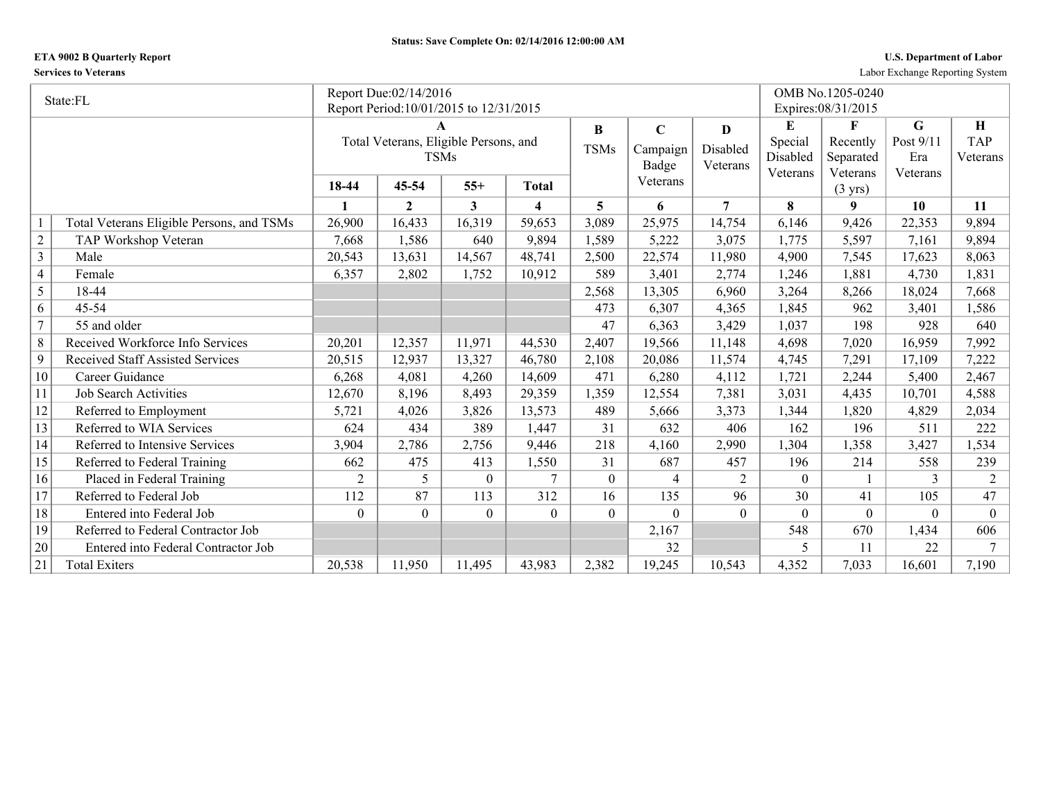Status: Save Complete On: 02/14/2016 12:00:00 AM

**ETA 9002 B Quarterly Report**
**Services to Veterans**

**U.S. Department of Labor**
Labor Exchange Reporting System

| State:FL | | Report Due:02/14/2016 Report Period:10/01/2015 to 12/31/2015 | | | | | | | OMB No.1205-0240 Expires:08/31/2015 | | | |
|---|---|---|---|---|---|---|---|---|---|---|---|---|
| | | A Total Veterans, Eligible Persons, and TSMs | | | | B TSMs | C Campaign Badge Veterans | D Disabled Veterans | E Special Disabled Veterans | F Recently Separated Veterans (3 yrs) | G Post 9/11 Era Veterans | H TAP Veterans |
| | | 18-44 | 45-54 | 55+ | Total | | | | | | | |
| | | 1 | 2 | 3 | 4 | 5 | 6 | 7 | 8 | 9 | 10 | 11 |
| 1 | Total Veterans Eligible Persons, and TSMs | 26,900 | 16,433 | 16,319 | 59,653 | 3,089 | 25,975 | 14,754 | 6,146 | 9,426 | 22,353 | 9,894 |
| 2 | TAP Workshop Veteran | 7,668 | 1,586 | 640 | 9,894 | 1,589 | 5,222 | 3,075 | 1,775 | 5,597 | 7,161 | 9,894 |
| 3 | Male | 20,543 | 13,631 | 14,567 | 48,741 | 2,500 | 22,574 | 11,980 | 4,900 | 7,545 | 17,623 | 8,063 |
| 4 | Female | 6,357 | 2,802 | 1,752 | 10,912 | 589 | 3,401 | 2,774 | 1,246 | 1,881 | 4,730 | 1,831 |
| 5 | 18-44 | | | | | 2,568 | 13,305 | 6,960 | 3,264 | 8,266 | 18,024 | 7,668 |
| 6 | 45-54 | | | | | 473 | 6,307 | 4,365 | 1,845 | 962 | 3,401 | 1,586 |
| 7 | 55 and older | | | | | 47 | 6,363 | 3,429 | 1,037 | 198 | 928 | 640 |
| 8 | Received Workforce Info Services | 20,201 | 12,357 | 11,971 | 44,530 | 2,407 | 19,566 | 11,148 | 4,698 | 7,020 | 16,959 | 7,992 |
| 9 | Received Staff Assisted Services | 20,515 | 12,937 | 13,327 | 46,780 | 2,108 | 20,086 | 11,574 | 4,745 | 7,291 | 17,109 | 7,222 |
| 10 | Career Guidance | 6,268 | 4,081 | 4,260 | 14,609 | 471 | 6,280 | 4,112 | 1,721 | 2,244 | 5,400 | 2,467 |
| 11 | Job Search Activities | 12,670 | 8,196 | 8,493 | 29,359 | 1,359 | 12,554 | 7,381 | 3,031 | 4,435 | 10,701 | 4,588 |
| 12 | Referred to Employment | 5,721 | 4,026 | 3,826 | 13,573 | 489 | 5,666 | 3,373 | 1,344 | 1,820 | 4,829 | 2,034 |
| 13 | Referred to WIA Services | 624 | 434 | 389 | 1,447 | 31 | 632 | 406 | 162 | 196 | 511 | 222 |
| 14 | Referred to Intensive Services | 3,904 | 2,786 | 2,756 | 9,446 | 218 | 4,160 | 2,990 | 1,304 | 1,358 | 3,427 | 1,534 |
| 15 | Referred to Federal Training | 662 | 475 | 413 | 1,550 | 31 | 687 | 457 | 196 | 214 | 558 | 239 |
| 16 | Placed in Federal Training | 2 | 5 | 0 | 7 | 0 | 4 | 2 | 0 | 1 | 3 | 2 |
| 17 | Referred to Federal Job | 112 | 87 | 113 | 312 | 16 | 135 | 96 | 30 | 41 | 105 | 47 |
| 18 | Entered into Federal Job | 0 | 0 | 0 | 0 | 0 | 0 | 0 | 0 | 0 | 0 | 0 |
| 19 | Referred to Federal Contractor Job | | | | | | 2,167 | | 548 | 670 | 1,434 | 606 |
| 20 | Entered into Federal Contractor Job | | | | | | 32 | | 5 | 11 | 22 | 7 |
| 21 | Total Exiters | 20,538 | 11,950 | 11,495 | 43,983 | 2,382 | 19,245 | 10,543 | 4,352 | 7,033 | 16,601 | 7,190 |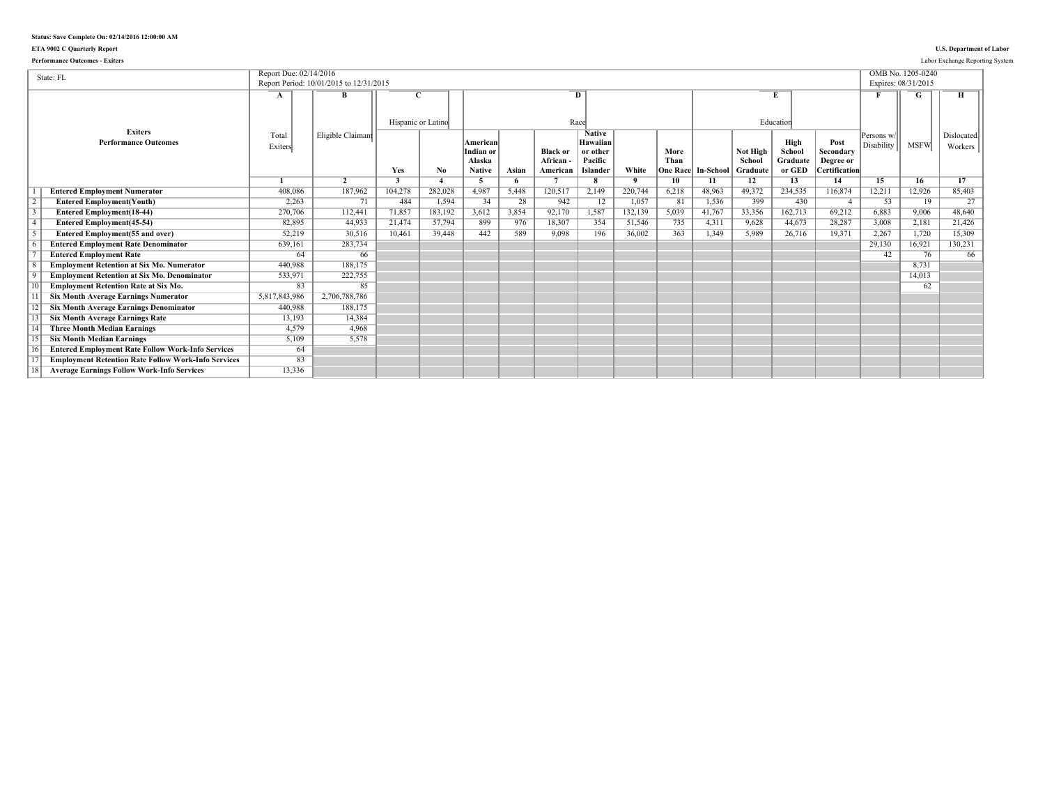Status: Save Complete On: 02/14/2016 12:00:00 AM

ETA 9002 C Quarterly Report

Performance Outcomes - Exiters

U.S. Department of Labor

Labor Exchange Reporting System

| State: FL | | Report Due: 02/14/2016<br>Report Period: 10/01/2015 to 12/31/2015 | | | | | | | | | | | | | | | OMB No. 1205-0240<br>Expires: 08/31/2015 | | |
|---|---|---|---|---|---|---|---|---|---|---|---|---|---|---|---|---|---|---|---|
| | | A | B | C | | D | | | | | | E | | | | F | G | H |
| | Exiters<br>Performance Outcomes | Total Exiters | Eligible Claimant | Hispanic or Latino | | Race | | | | | | Education | | | | Persons w/ Disability | MSFW | Dislocated Workers |
| | | | | Yes | No | American Indian or Alaska Native | Asian | Black or African - American | Native Hawaiian or other Pacific Islander | White | More Than One Race | In-School | Not High School Graduate | High School Graduate or GED | Post Secondary Degree or Certification | | | |
| | | 1 | 2 | 3 | 4 | 5 | 6 | 7 | 8 | 9 | 10 | 11 | 12 | 13 | 14 | 15 | 16 | 17 |
| 1 | Entered Employment Numerator | 408,086 | 187,962 | 104,278 | 282,028 | 4,987 | 5,448 | 120,517 | 2,149 | 220,744 | 6,218 | 48,963 | 49,372 | 234,535 | 116,874 | 12,211 | 12,926 | 85,403 |
| 2 | Entered Employment(Youth) | 2,263 | 71 | 484 | 1,594 | 34 | 28 | 942 | 12 | 1,057 | 81 | 1,536 | 399 | 430 | 4 | 53 | 19 | 27 |
| 3 | Entered Employment(18-44) | 270,706 | 112,441 | 71,857 | 183,192 | 3,612 | 3,854 | 92,170 | 1,587 | 132,139 | 5,039 | 41,767 | 33,356 | 162,713 | 69,212 | 6,883 | 9,006 | 48,640 |
| 4 | Entered Employment(45-54) | 82,895 | 44,933 | 21,474 | 57,794 | 899 | 976 | 18,307 | 354 | 51,546 | 735 | 4,311 | 9,628 | 44,673 | 28,287 | 3,008 | 2,181 | 21,426 |
| 5 | Entered Employment(55 and over) | 52,219 | 30,516 | 10,461 | 39,448 | 442 | 589 | 9,098 | 196 | 36,002 | 363 | 1,349 | 5,989 | 26,716 | 19,371 | 2,267 | 1,720 | 15,309 |
| 6 | Entered Employment Rate Denominator | 639,161 | 283,734 | | | | | | | | | | | | | 29,130 | 16,921 | 130,231 |
| 7 | Entered Employment Rate | 64 | 66 | | | | | | | | | | | | | 42 | 76 | 66 |
| 8 | Employment Retention at Six Mo. Numerator | 440,988 | 188,175 | | | | | | | | | | | | | | 8,731 | |
| 9 | Employment Retention at Six Mo. Denominator | 533,971 | 222,755 | | | | | | | | | | | | | | 14,013 | |
| 10 | Employment Retention Rate at Six Mo. | 83 | 85 | | | | | | | | | | | | | | 62 | |
| 11 | Six Month Average Earnings Numerator | 5,817,843,986 | 2,706,788,786 | | | | | | | | | | | | | | | |
| 12 | Six Month Average Earnings Denominator | 440,988 | 188,175 | | | | | | | | | | | | | | | |
| 13 | Six Month Average Earnings Rate | 13,193 | 14,384 | | | | | | | | | | | | | | | |
| 14 | Three Month Median Earnings | 4,579 | 4,968 | | | | | | | | | | | | | | | |
| 15 | Six Month Median Earnings | 5,109 | 5,578 | | | | | | | | | | | | | | | |
| 16 | Entered Employment Rate Follow Work-Info Services | 64 | | | | | | | | | | | | | | | | |
| 17 | Employment Retention Rate Follow Work-Info Services | 83 | | | | | | | | | | | | | | | | |
| 18 | Average Earnings Follow Work-Info Services | 13,336 | | | | | | | | | | | | | | | | |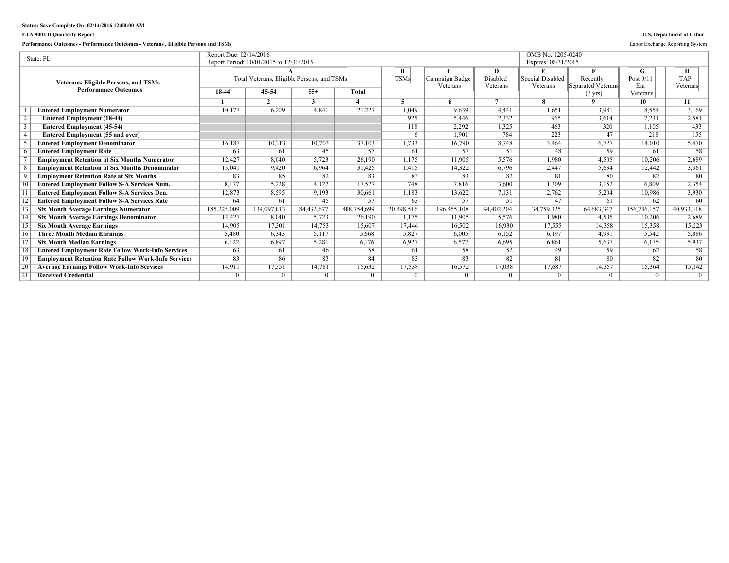Status: Save Complete On: 02/14/2016 12:00:00 AM

ETA 9002 D Quarterly Report

U.S. Department of Labor

Performance Outcomes - Performance Outcomes - Veterans , Eligible Persons and TSMs

Labor Exchange Reporting System

| State: FL | | Report Due: 02/14/2016<br>Report Period: 10/01/2015 to 12/31/2015 | | | | | | | OMB No. 1205-0240<br>Expires: 08/31/2015 | | | |
|---|---|---|---|---|---|---|---|---|---|---|---|---|
| Veterans, Eligible Persons, and TSMs Performance Outcomes | | A<br>Total Veterans, Eligible Persons, and TSMs | | | | B<br>TSMs | C<br>Campaign Badge Veterans | D<br>Disabled Veterans | E<br>Special Disabled Veterans | F<br>Recently Separated Veterans (3 yrs) | G<br>Post 9/11 Era Veterans | H<br>TAP Veterans |
| | | 18-44 | 45-54 | 55+ | Total | | | | | | | |
| | | 1 | 2 | 3 | 4 | 5 | 6 | 7 | 8 | 9 | 10 | 11 |
| 1 | Entered Employment Numerator | 10,177 | 6,209 | 4,841 | 21,227 | 1,049 | 9,639 | 4,441 | 1,651 | 3,981 | 8,554 | 3,169 |
| 2 | Entered Employment (18-44) | | | | | 925 | 5,446 | 2,332 | 965 | 3,614 | 7,231 | 2,581 |
| 3 | Entered Employment (45-54) | | | | | 118 | 2,292 | 1,325 | 463 | 320 | 1,105 | 433 |
| 4 | Entered Employment (55 and over) | | | | | 6 | 1,901 | 784 | 223 | 47 | 218 | 155 |
| 5 | Entered Employment Denominator | 16,187 | 10,213 | 10,703 | 37,103 | 1,733 | 16,790 | 8,748 | 3,464 | 6,727 | 14,010 | 5,470 |
| 6 | Entered Employment Rate | 63 | 61 | 45 | 57 | 61 | 57 | 51 | 48 | 59 | 61 | 58 |
| 7 | Employment Retention at Six Months Numerator | 12,427 | 8,040 | 5,723 | 26,190 | 1,175 | 11,905 | 5,576 | 1,980 | 4,505 | 10,206 | 2,689 |
| 8 | Employment Retention at Six Months Denominator | 15,041 | 9,420 | 6,964 | 31,425 | 1,415 | 14,322 | 6,796 | 2,447 | 5,634 | 12,442 | 3,361 |
| 9 | Employment Retention Rate at Six Months | 83 | 85 | 82 | 83 | 83 | 83 | 82 | 81 | 80 | 82 | 80 |
| 10 | Entered Employment Follow S-A Services Num. | 8,177 | 5,228 | 4,122 | 17,527 | 748 | 7,816 | 3,600 | 1,309 | 3,152 | 6,809 | 2,354 |
| 11 | Entered Employment Follow S-A Services Den. | 12,873 | 8,595 | 9,193 | 30,661 | 1,183 | 13,622 | 7,131 | 2,762 | 5,204 | 10,986 | 3,930 |
| 12 | Entered Employment Follow S-A Services Rate | 64 | 61 | 45 | 57 | 63 | 57 | 51 | 47 | 61 | 62 | 60 |
| 13 | Six Month Average Earnings Numerator | 185,225,009 | 139,097,013 | 84,432,677 | 408,754,699 | 20,498,516 | 196,455,108 | 94,402,204 | 34,759,325 | 64,683,347 | 156,746,157 | 40,933,318 |
| 14 | Six Month Average Earnings Denominator | 12,427 | 8,040 | 5,723 | 26,190 | 1,175 | 11,905 | 5,576 | 1,980 | 4,505 | 10,206 | 2,689 |
| 15 | Six Month Average Earnings | 14,905 | 17,301 | 14,753 | 15,607 | 17,446 | 16,502 | 16,930 | 17,555 | 14,358 | 15,358 | 15,223 |
| 16 | Three Month Median Earnings | 5,480 | 6,343 | 5,117 | 5,668 | 5,827 | 6,005 | 6,152 | 6,197 | 4,931 | 5,542 | 5,086 |
| 17 | Six Month Median Earnings | 6,122 | 6,897 | 5,281 | 6,176 | 6,927 | 6,577 | 6,695 | 6,861 | 5,637 | 6,175 | 5,937 |
| 18 | Entered Employment Rate Follow Work-Info Services | 63 | 61 | 46 | 58 | 61 | 58 | 52 | 49 | 59 | 62 | 58 |
| 19 | Employment Retention Rate Follow Work-Info Services | 83 | 86 | 83 | 84 | 83 | 83 | 82 | 81 | 80 | 82 | 80 |
| 20 | Average Earnings Follow Work-Info Services | 14,911 | 17,351 | 14,781 | 15,632 | 17,538 | 16,572 | 17,038 | 17,687 | 14,357 | 15,364 | 15,142 |
| 21 | Received Credential | 0 | 0 | 0 | 0 | 0 | 0 | 0 | 0 | 0 | 0 | 0 |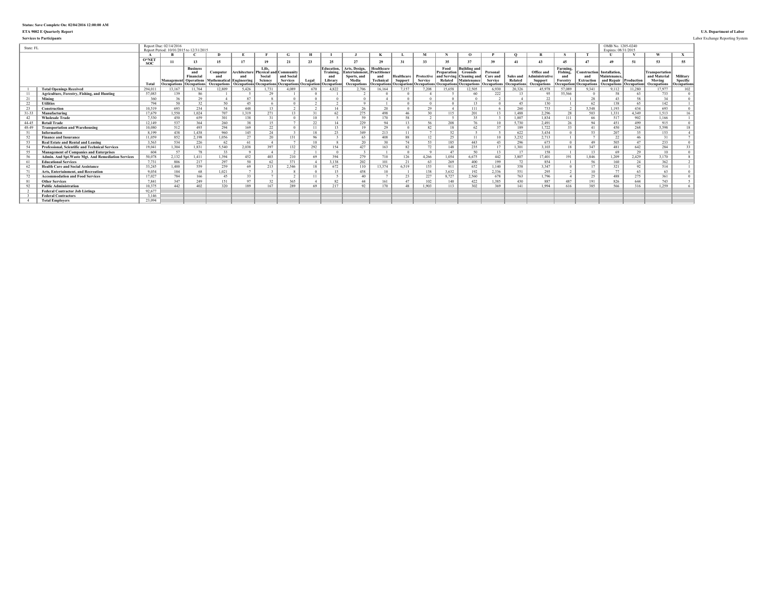Status: Save Complete On: 02/04/2016 12:00:00 AM

ETA 9002 E Quarterly Report

Services to Participants

U.S. Department of Labor

Labor Exchange Reporting System

| State: FL | | Report Due: 02/14/2016<br>Report Period: 10/01/2015 to 12/31/2015 | | | | | | | | | | | | | | | | | | | | OMB No. 1205-0240<br>Expires: 08/31/2015 | | | |
|---|---|---|---|---|---|---|---|---|---|---|---|---|---|---|---|---|---|---|---|---|---|---|---|---|---|
| | | A | B | C | D | E | F | G | H | I | J | K | L | M | N | O | P | Q | R | S | T | U | V | W | X |
| | | O*NET SOC | 11 | 13 | 15 | 17 | 19 | 21 | 23 | 25 | 27 | 29 | 31 | 33 | 35 | 37 | 39 | 41 | 43 | 45 | 47 | 49 | 51 | 53 | 55 |
| | | Total | Management Occupations | Business and Financial Operations Occupations | Computer and Mathematical Occupations | Architecture and Engineering Occupations | Life, Physical and Social Science Occupations | Community and Social Services Occupations | Legal Occupations | Education, Training, and Library Occupations | Arts, Design, Entertainment, Sports, and Media Occupations | Healthcare Practitioner and Technical Occupations | Healthcare Support Occupations | Protective Service Occupations | Food Preparation and Serving Related Occupations | Building and Grounds Cleaning and Maintenance Occupations | Personal Care and Service Occupations | Sales and Related Occupations | Office and Administrative Support Occupations | Farming, Fishing, and Forestry Occupations | Construction and Extraction Occupations | Installation, Maintenance, and Repair Occupations | Production Occupations | Transportation and Material Moving Occupations | Military Specific Occupations |
| 1 | **Total Openings Received** | 294,011 | 13,167 | 11,764 | 12,809 | 5,426 | 1,731 | 4,089 | 670 | 4,822 | 2,706 | 16,164 | 7,157 | 7,208 | 15,658 | 12,505 | 6,930 | 20,326 | 45,978 | 57,089 | 9,341 | 9,112 | 11,280 | 17,977 | 102 |
| 11 | **Agriculture, Forestry, Fishing, and Hunting** | 57,083 | 139 | 86 | 1 | 5 | 29 | 1 | 0 | 1 | 2 | 0 | 0 | 4 | 5 | 60 | 222 | 13 | 95 | 55,566 | 0 | 58 | 63 | 733 | 0 |
| 21 | **Mining** | 360 | 36 | 29 | 4 | 87 | 8 | 0 | 0 | 0 | 0 | 4 | 0 | 0 | 0 | 0 | 2 | 4 | 22 | 1 | 28 | 43 | 58 | 34 | 0 |
| 22 | **Utilities** | 794 | 50 | 32 | 50 | 45 | 6 | 0 | 2 | 2 | 9 | 1 | 0 | 0 | 0 | 13 | 0 | 45 | 130 | 1 | 62 | 138 | 65 | 142 | 1 |
| 23 | **Construction** | 10,519 | 693 | 234 | 54 | 448 | 13 | 2 | 2 | 14 | 26 | 20 | 0 | 29 | 4 | 111 | 6 | 260 | 733 | 2 | 5,548 | 1,193 | 434 | 693 | 0 |
| 31-33 | **Manufacturing** | 17,679 | 1,550 | 1,024 | 707 | 1,319 | 271 | 13 | 31 | 62 | 275 | 498 | 46 | 30 | 115 | 201 | 13 | 1,488 | 2,296 | 28 | 503 | 1,331 | 4,349 | 1,513 | 16 |
| 42 | **Wholesale Trade** | 7,530 | 450 | 659 | 301 | 138 | 31 | 0 | 10 | 5 | 59 | 170 | 58 | 2 | 5 | 35 | 3 | 1,007 | 1,834 | 111 | 66 | 517 | 902 | 1,166 | 1 |
| 44-45 | **Retail Trade** | 12,149 | 537 | 364 | 260 | 38 | 15 | 7 | 22 | 14 | 229 | 94 | 13 | 56 | 208 | 76 | 10 | 5,730 | 2,491 | 26 | 94 | 451 | 499 | 915 | 0 |
| 48-49 | **Transportation and Warehousing** | 10,080 | 512 | 493 | 294 | 169 | 22 | 0 | 11 | 13 | 19 | 29 | 0 | 82 | 18 | 62 | 37 | 189 | 1,722 | 33 | 41 | 450 | 268 | 5,598 | 18 |
| 51 | **Information** | 8,199 | 438 | 1,438 | 960 | 145 | 24 | 3 | 18 | 23 | 349 | 213 | 11 | 7 | 52 | 5 | 5 | 622 | 3,434 | 0 | 53 | 207 | 35 | 153 | 4 |
| 52 | **Finance and Insurance** | 11,059 | 852 | 2,198 | 1,056 | 27 | 20 | 131 | 96 | 3 | 63 | 408 | 88 | 12 | 25 | 11 | 10 | 3,232 | 2,713 | 1 | 7 | 22 | 46 | 31 | 7 |
| 53 | **Real Estate and Rental and Leasing** | 3,563 | 534 | 226 | 62 | 61 | 4 | 7 | 10 | 8 | 20 | 30 | 74 | 53 | 185 | 443 | 43 | 296 | 673 | 0 | 49 | 505 | 47 | 233 | 0 |
| 54 | **Professional, Scientific and Technical Services** | 19,041 | 1,304 | 1,831 | 5,540 | 2,038 | 397 | 132 | 292 | 154 | 427 | 163 | 82 | 72 | 148 | 235 | 17 | 1,301 | 3,103 | 18 | 347 | 481 | 642 | 284 | 33 |
| 55 | **Management of Companies and Enterprises** | 604 | 57 | 78 | 33 | 9 | 4 | 2 | 1 | 0 | 3 | 1 | 0 | 9 | 47 | 50 | 13 | 17 | 158 | 1 | 13 | 69 | 29 | 10 | 0 |
| 56 | **Admin. And Spt.Waste Mgt. And Remediation Services** | 50,078 | 2,132 | 1,411 | 1,394 | 452 | 403 | 210 | 69 | 394 | 279 | 710 | 126 | 4,266 | 1,054 | 6,675 | 442 | 3,807 | 17,401 | 191 | 1,846 | 1,209 | 2,429 | 3,170 | 8 |
| 61 | **Educational Services** | 7,731 | 806 | 217 | 297 | 50 | 62 | 371 | 4 | 3,138 | 202 | 101 | 21 | 63 | 269 | 400 | 199 | 72 | 854 | 1 | 56 | 160 | 24 | 362 | 2 |
| 62 | **Health Care and Social Assistance** | 33,245 | 1,400 | 559 | 259 | 69 | 213 | 2,546 | 18 | 672 | 110 | 13,374 | 6,519 | 153 | 911 | 652 | 1,140 | 358 | 3,347 | 0 | 17 | 321 | 92 | 514 | 1 |
| 71 | **Arts, Entertainment, and Recreation** | 9,054 | 104 | 68 | 1,021 | 7 | 3 | 8 | 0 | 15 | 458 | 10 | 1 | 138 | 3,632 | 192 | 2,336 | 551 | 295 | 2 | 10 | 77 | 63 | 63 | 0 |
| 72 | **Accommodation and Food Services** | 17,027 | 784 | 166 | 45 | 33 | 7 | 2 | 11 | 5 | 40 | 7 | 23 | 227 | 8,727 | 2,560 | 678 | 763 | 1,796 | 4 | 25 | 488 | 275 | 361 | 0 |
| 81 | **Other Services** | 7,841 | 347 | 249 | 151 | 97 | 32 | 365 | 4 | 82 | 44 | 161 | 47 | 102 | 140 | 422 | 1,385 | 430 | 887 | 487 | 191 | 826 | 644 | 743 | 5 |
| 92 | **Public Administration** | 10,375 | 442 | 402 | 320 | 189 | 167 | 289 | 69 | 217 | 92 | 170 | 48 | 1,903 | 113 | 302 | 369 | 141 | 1,994 | 616 | 385 | 566 | 316 | 1,259 | 6 |
| 2 | **Federal Contractor Job Listings** | 92,677 | | | | | | | | | | | | | | | | | | | | | | | |
| 3 | **Federal Contractors** | 3,146 | | | | | | | | | | | | | | | | | | | | | | | |
| 4 | **Total Employers** | 23,094 | | | | | | | | | | | | | | | | | | | | | | | |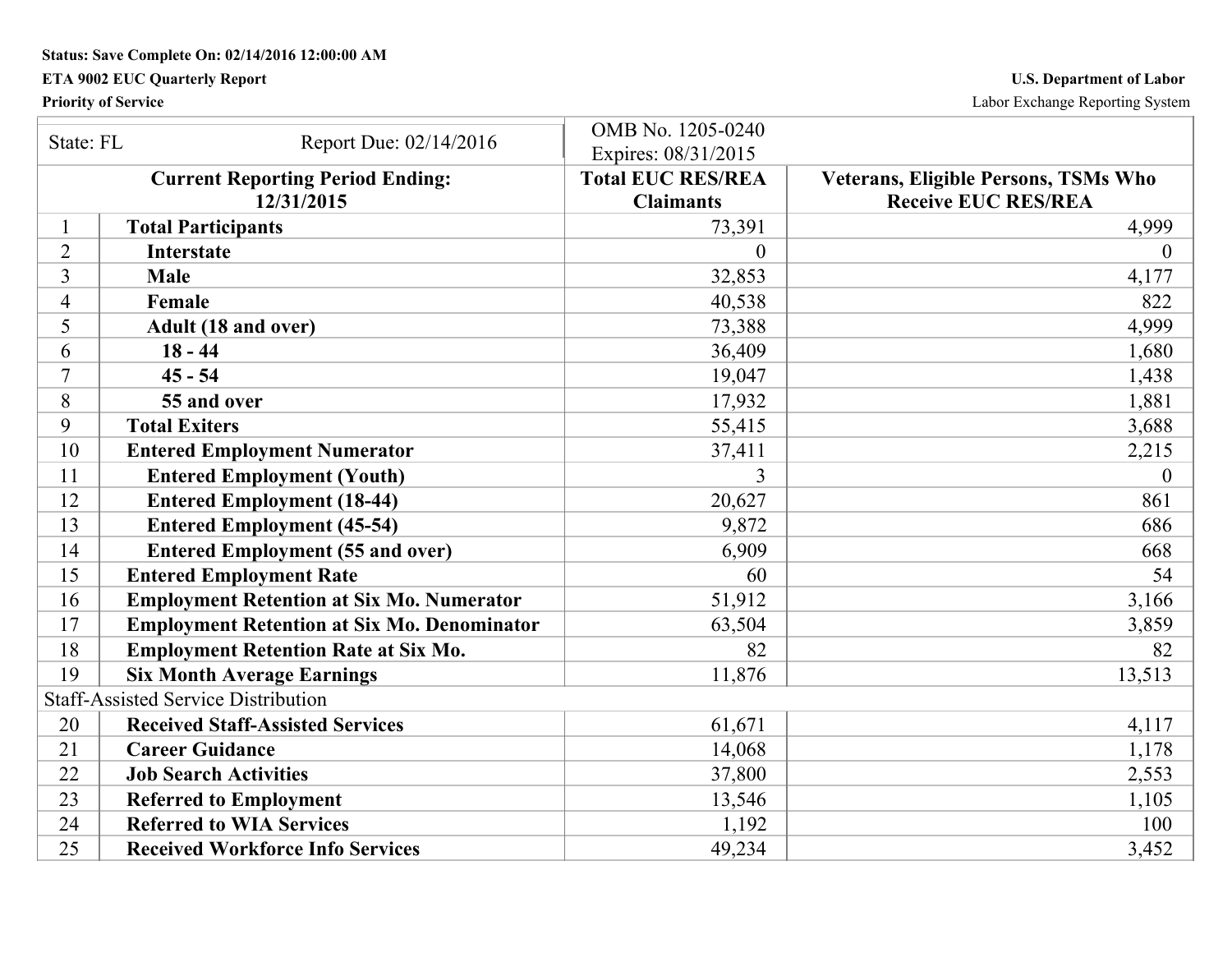Status: Save Complete On: 02/14/2016 12:00:00 AM

**ETA 9002 EUC Quarterly Report** — **U.S. Department of Labor**

**Priority of Service** — Labor Exchange Reporting System

| State: FL | Report Due: 02/14/2016 | OMB No. 1205-0240 Expires: 08/31/2015 | |
|---|---|---|---|
| **Current Reporting Period Ending: 12/31/2015** | | **Total EUC RES/REA Claimants** | **Veterans, Eligible Persons, TSMs Who Receive EUC RES/REA** |
| 1 | **Total Participants** | 73,391 | 4,999 |
| 2 | **Interstate** | 0 | 0 |
| 3 | **Male** | 32,853 | 4,177 |
| 4 | **Female** | 40,538 | 822 |
| 5 | **Adult (18 and over)** | 73,388 | 4,999 |
| 6 | **18 - 44** | 36,409 | 1,680 |
| 7 | **45 - 54** | 19,047 | 1,438 |
| 8 | **55 and over** | 17,932 | 1,881 |
| 9 | **Total Exiters** | 55,415 | 3,688 |
| 10 | **Entered Employment Numerator** | 37,411 | 2,215 |
| 11 | **Entered Employment (Youth)** | 3 | 0 |
| 12 | **Entered Employment (18-44)** | 20,627 | 861 |
| 13 | **Entered Employment (45-54)** | 9,872 | 686 |
| 14 | **Entered Employment (55 and over)** | 6,909 | 668 |
| 15 | **Entered Employment Rate** | 60 | 54 |
| 16 | **Employment Retention at Six Mo. Numerator** | 51,912 | 3,166 |
| 17 | **Employment Retention at Six Mo. Denominator** | 63,504 | 3,859 |
| 18 | **Employment Retention Rate at Six Mo.** | 82 | 82 |
| 19 | **Six Month Average Earnings** | 11,876 | 13,513 |
| Staff-Assisted Service Distribution | | | |
| 20 | **Received Staff-Assisted Services** | 61,671 | 4,117 |
| 21 | **Career Guidance** | 14,068 | 1,178 |
| 22 | **Job Search Activities** | 37,800 | 2,553 |
| 23 | **Referred to Employment** | 13,546 | 1,105 |
| 24 | **Referred to WIA Services** | 1,192 | 100 |
| 25 | **Received Workforce Info Services** | 49,234 | 3,452 |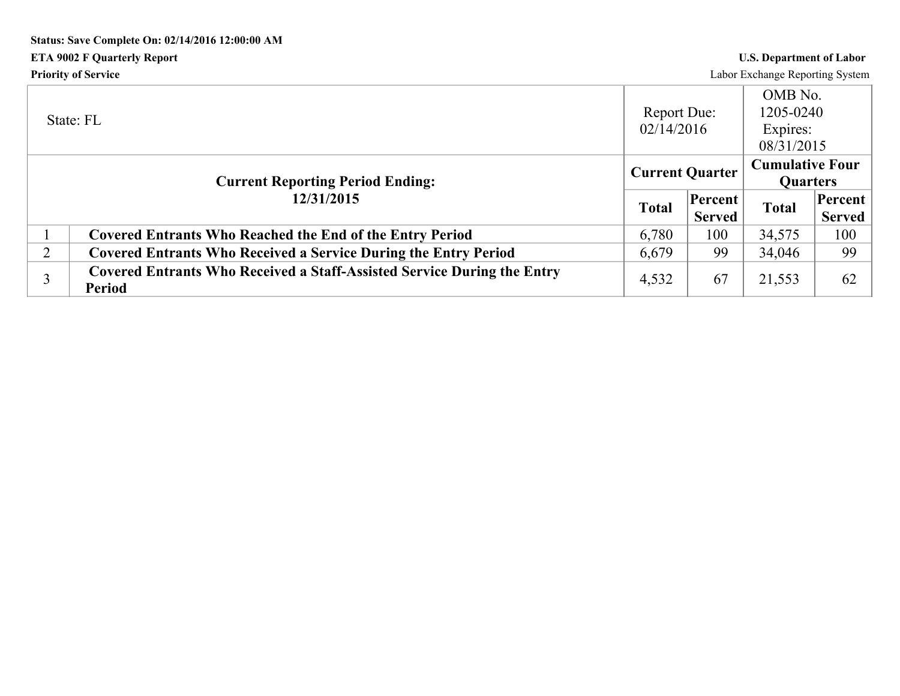**Status: Save Complete On: 02/14/2016 12:00:00 AM**

**ETA 9002 F Quarterly Report**

**Priority of Service**

**U.S. Department of Labor**

Labor Exchange Reporting System

| State: FL | | Report Due: 02/14/2016 | | OMB No. 1205-0240 Expires: 08/31/2015 | |
|---|---|---|---|---|---|
| **Current Reporting Period Ending: 12/31/2015** | | **Current Quarter** | | **Cumulative Four Quarters** | |
| | | **Total** | **Percent Served** | **Total** | **Percent Served** |
| 1 | **Covered Entrants Who Reached the End of the Entry Period** | 6,780 | 100 | 34,575 | 100 |
| 2 | **Covered Entrants Who Received a Service During the Entry Period** | 6,679 | 99 | 34,046 | 99 |
| 3 | **Covered Entrants Who Received a Staff-Assisted Service During the Entry Period** | 4,532 | 67 | 21,553 | 62 |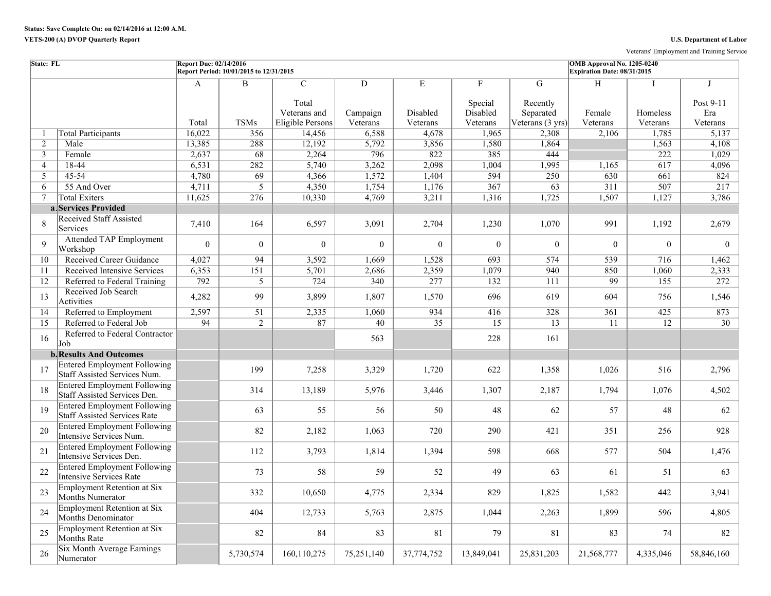**Status: Save Complete On: on 02/14/2016 at 12:00 A.M.**

**VETS-200 (A) DVOP Quarterly Report**

**U.S. Department of Labor**

Veterans' Employment and Training Service

| **State: FL** | | **Report Due: 02/14/2016** **Report Period: 10/01/2015 to 12/31/2015** | | | | | | | **OMB Approval No. 1205-0240** **Expiration Date: 08/31/2015** | | |
|---|---|---|---|---|---|---|---|---|---|---|---|
| | | A | B | C | D | E | F | G | H | I | J |
| | | Total | TSMs | Total Veterans and Eligible Persons | Campaign Veterans | Disabled Veterans | Special Disabled Veterans | Recently Separated Veterans (3 yrs) | Female Veterans | Homeless Veterans | Post 9-11 Era Veterans |
| 1 | Total Participants | 16,022 | 356 | 14,456 | 6,588 | 4,678 | 1,965 | 2,308 | 2,106 | 1,785 | 5,137 |
| 2 | Male | 13,385 | 288 | 12,192 | 5,792 | 3,856 | 1,580 | 1,864 | | 1,563 | 4,108 |
| 3 | Female | 2,637 | 68 | 2,264 | 796 | 822 | 385 | 444 | | 222 | 1,029 |
| 4 | 18-44 | 6,531 | 282 | 5,740 | 3,262 | 2,098 | 1,004 | 1,995 | 1,165 | 617 | 4,096 |
| 5 | 45-54 | 4,780 | 69 | 4,366 | 1,572 | 1,404 | 594 | 250 | 630 | 661 | 824 |
| 6 | 55 And Over | 4,711 | 5 | 4,350 | 1,754 | 1,176 | 367 | 63 | 311 | 507 | 217 |
| 7 | Total Exiters | 11,625 | 276 | 10,330 | 4,769 | 3,211 | 1,316 | 1,725 | 1,507 | 1,127 | 3,786 |
| a. | **Services Provided** | | | | | | | | | | |
| 8 | Received Staff Assisted Services | 7,410 | 164 | 6,597 | 3,091 | 2,704 | 1,230 | 1,070 | 991 | 1,192 | 2,679 |
| 9 | Attended TAP Employment Workshop | 0 | 0 | 0 | 0 | 0 | 0 | 0 | 0 | 0 | 0 |
| 10 | Received Career Guidance | 4,027 | 94 | 3,592 | 1,669 | 1,528 | 693 | 574 | 539 | 716 | 1,462 |
| 11 | Received Intensive Services | 6,353 | 151 | 5,701 | 2,686 | 2,359 | 1,079 | 940 | 850 | 1,060 | 2,333 |
| 12 | Referred to Federal Training | 792 | 5 | 724 | 340 | 277 | 132 | 111 | 99 | 155 | 272 |
| 13 | Received Job Search Activities | 4,282 | 99 | 3,899 | 1,807 | 1,570 | 696 | 619 | 604 | 756 | 1,546 |
| 14 | Referred to Employment | 2,597 | 51 | 2,335 | 1,060 | 934 | 416 | 328 | 361 | 425 | 873 |
| 15 | Referred to Federal Job | 94 | 2 | 87 | 40 | 35 | 15 | 13 | 11 | 12 | 30 |
| 16 | Referred to Federal Contractor Job | | | | 563 | | 228 | 161 | | | |
| b. | **Results And Outcomes** | | | | | | | | | | |
| 17 | Entered Employment Following Staff Assisted Services Num. | | 199 | 7,258 | 3,329 | 1,720 | 622 | 1,358 | 1,026 | 516 | 2,796 |
| 18 | Entered Employment Following Staff Assisted Services Den. | | 314 | 13,189 | 5,976 | 3,446 | 1,307 | 2,187 | 1,794 | 1,076 | 4,502 |
| 19 | Entered Employment Following Staff Assisted Services Rate | | 63 | 55 | 56 | 50 | 48 | 62 | 57 | 48 | 62 |
| 20 | Entered Employment Following Intensive Services Num. | | 82 | 2,182 | 1,063 | 720 | 290 | 421 | 351 | 256 | 928 |
| 21 | Entered Employment Following Intensive Services Den. | | 112 | 3,793 | 1,814 | 1,394 | 598 | 668 | 577 | 504 | 1,476 |
| 22 | Entered Employment Following Intensive Services Rate | | 73 | 58 | 59 | 52 | 49 | 63 | 61 | 51 | 63 |
| 23 | Employment Retention at Six Months Numerator | | 332 | 10,650 | 4,775 | 2,334 | 829 | 1,825 | 1,582 | 442 | 3,941 |
| 24 | Employment Retention at Six Months Denominator | | 404 | 12,733 | 5,763 | 2,875 | 1,044 | 2,263 | 1,899 | 596 | 4,805 |
| 25 | Employment Retention at Six Months Rate | | 82 | 84 | 83 | 81 | 79 | 81 | 83 | 74 | 82 |
| 26 | Six Month Average Earnings Numerator | | 5,730,574 | 160,110,275 | 75,251,140 | 37,774,752 | 13,849,041 | 25,831,203 | 21,568,777 | 4,335,046 | 58,846,160 |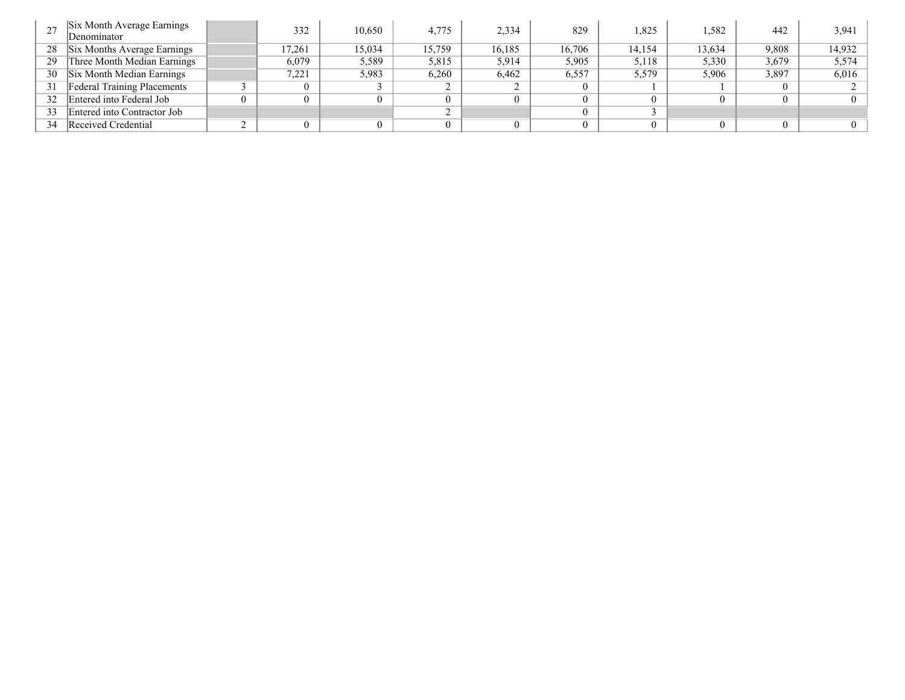| | | | | | | | | | | | |
|---|---|---|---|---|---|---|---|---|---|---|---|
| 27 | Six Month Average Earnings Denominator | | 332 | 10,650 | 4,775 | 2,334 | 829 | 1,825 | 1,582 | 442 | 3,941 |
| 28 | Six Months Average Earnings | | 17,261 | 15,034 | 15,759 | 16,185 | 16,706 | 14,154 | 13,634 | 9,808 | 14,932 |
| 29 | Three Month Median Earnings | | 6,079 | 5,589 | 5,815 | 5,914 | 5,905 | 5,118 | 5,330 | 3,679 | 5,574 |
| 30 | Six Month Median Earnings | | 7,221 | 5,983 | 6,260 | 6,462 | 6,557 | 5,579 | 5,906 | 3,897 | 6,016 |
| 31 | Federal Training Placements | 3 | 0 | 3 | 2 | 2 | 0 | 1 | 1 | 0 | 2 |
| 32 | Entered into Federal Job | 0 | 0 | 0 | 0 | 0 | 0 | 0 | 0 | 0 | 0 |
| 33 | Entered into Contractor Job | | | | 2 | | 0 | 3 | | | |
| 34 | Received Credential | 2 | 0 | 0 | 0 | 0 | 0 | 0 | 0 | 0 | 0 |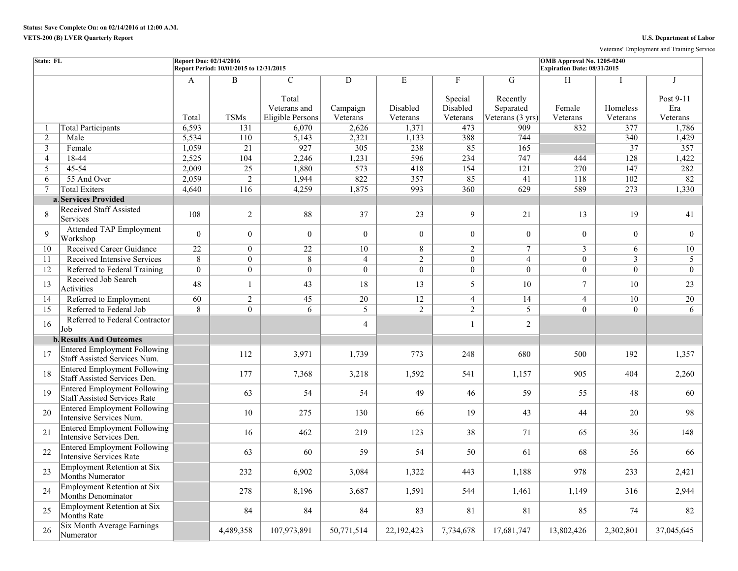**Status: Save Complete On: on 02/14/2016 at 12:00 A.M.**

**VETS-200 (B) LVER Quarterly Report**

**U.S. Department of Labor**

Veterans' Employment and Training Service

| State: FL | | Report Due: 02/14/2016<br>Report Period: 10/01/2015 to 12/31/2015 | | | | | | | OMB Approval No. 1205-0240<br>Expiration Date: 08/31/2015 | | |
|---|---|---|---|---|---|---|---|---|---|---|---|
| | | A | B | C | D | E | F | G | H | I | J |
| | | Total | TSMs | Total Veterans and Eligible Persons | Campaign Veterans | Disabled Veterans | Special Disabled Veterans | Recently Separated Veterans (3 yrs) | Female Veterans | Homeless Veterans | Post 9-11 Era Veterans |
| 1 | Total Participants | 6,593 | 131 | 6,070 | 2,626 | 1,371 | 473 | 909 | 832 | 377 | 1,786 |
| 2 | Male | 5,534 | 110 | 5,143 | 2,321 | 1,133 | 388 | 744 | | 340 | 1,429 |
| 3 | Female | 1,059 | 21 | 927 | 305 | 238 | 85 | 165 | | 37 | 357 |
| 4 | 18-44 | 2,525 | 104 | 2,246 | 1,231 | 596 | 234 | 747 | 444 | 128 | 1,422 |
| 5 | 45-54 | 2,009 | 25 | 1,880 | 573 | 418 | 154 | 121 | 270 | 147 | 282 |
| 6 | 55 And Over | 2,059 | 2 | 1,944 | 822 | 357 | 85 | 41 | 118 | 102 | 82 |
| 7 | Total Exiters | 4,640 | 116 | 4,259 | 1,875 | 993 | 360 | 629 | 589 | 273 | 1,330 |
| a. | **Services Provided** | | | | | | | | | | |
| 8 | Received Staff Assisted Services | 108 | 2 | 88 | 37 | 23 | 9 | 21 | 13 | 19 | 41 |
| 9 | Attended TAP Employment Workshop | 0 | 0 | 0 | 0 | 0 | 0 | 0 | 0 | 0 | 0 |
| 10 | Received Career Guidance | 22 | 0 | 22 | 10 | 8 | 2 | 7 | 3 | 6 | 10 |
| 11 | Received Intensive Services | 8 | 0 | 8 | 4 | 2 | 0 | 4 | 0 | 3 | 5 |
| 12 | Referred to Federal Training | 0 | 0 | 0 | 0 | 0 | 0 | 0 | 0 | 0 | 0 |
| 13 | Received Job Search Activities | 48 | 1 | 43 | 18 | 13 | 5 | 10 | 7 | 10 | 23 |
| 14 | Referred to Employment | 60 | 2 | 45 | 20 | 12 | 4 | 14 | 4 | 10 | 20 |
| 15 | Referred to Federal Job | 8 | 0 | 6 | 5 | 2 | 2 | 5 | 0 | 0 | 6 |
| 16 | Referred to Federal Contractor Job | | | | 4 | | 1 | 2 | | | |
| b. | **Results And Outcomes** | | | | | | | | | | |
| 17 | Entered Employment Following Staff Assisted Services Num. | | 112 | 3,971 | 1,739 | 773 | 248 | 680 | 500 | 192 | 1,357 |
| 18 | Entered Employment Following Staff Assisted Services Den. | | 177 | 7,368 | 3,218 | 1,592 | 541 | 1,157 | 905 | 404 | 2,260 |
| 19 | Entered Employment Following Staff Assisted Services Rate | | 63 | 54 | 54 | 49 | 46 | 59 | 55 | 48 | 60 |
| 20 | Entered Employment Following Intensive Services Num. | | 10 | 275 | 130 | 66 | 19 | 43 | 44 | 20 | 98 |
| 21 | Entered Employment Following Intensive Services Den. | | 16 | 462 | 219 | 123 | 38 | 71 | 65 | 36 | 148 |
| 22 | Entered Employment Following Intensive Services Rate | | 63 | 60 | 59 | 54 | 50 | 61 | 68 | 56 | 66 |
| 23 | Employment Retention at Six Months Numerator | | 232 | 6,902 | 3,084 | 1,322 | 443 | 1,188 | 978 | 233 | 2,421 |
| 24 | Employment Retention at Six Months Denominator | | 278 | 8,196 | 3,687 | 1,591 | 544 | 1,461 | 1,149 | 316 | 2,944 |
| 25 | Employment Retention at Six Months Rate | | 84 | 84 | 84 | 83 | 81 | 81 | 85 | 74 | 82 |
| 26 | Six Month Average Earnings Numerator | | 4,489,358 | 107,973,891 | 50,771,514 | 22,192,423 | 7,734,678 | 17,681,747 | 13,802,426 | 2,302,801 | 37,045,645 |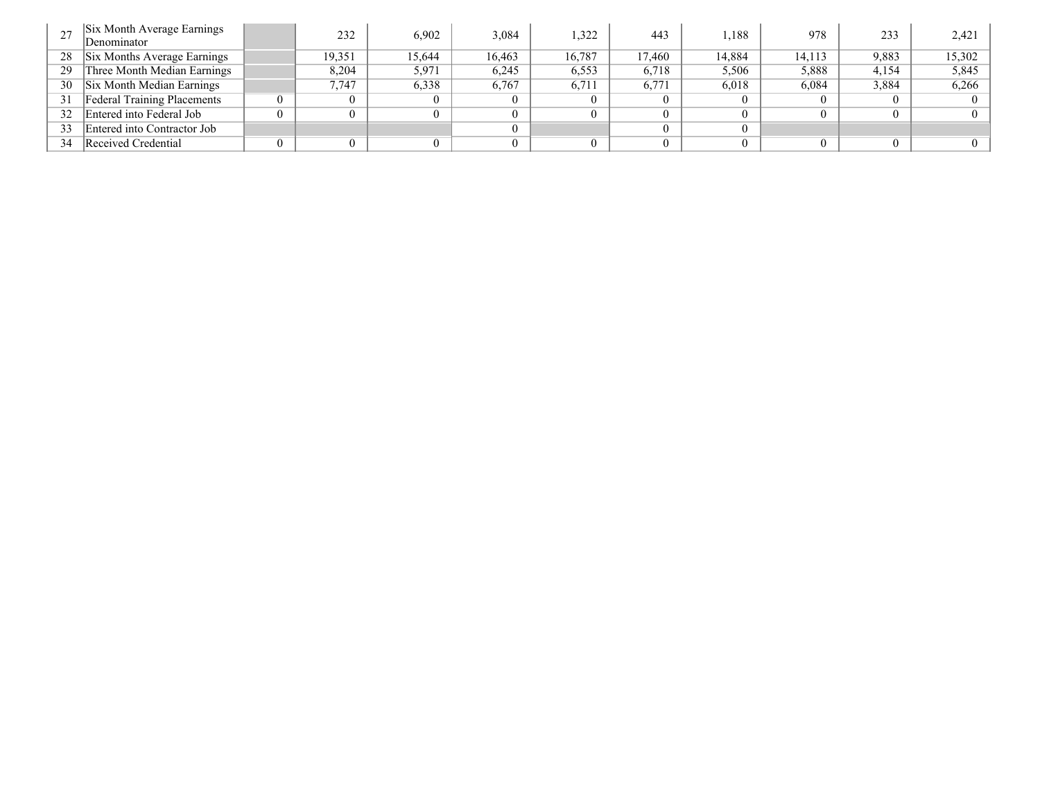| | | | | | | | | | | | |
|---|---|---|---|---|---|---|---|---|---|---|---|
| 27 | Six Month Average Earnings Denominator | | 232 | 6,902 | 3,084 | 1,322 | 443 | 1,188 | 978 | 233 | 2,421 |
| 28 | Six Months Average Earnings | | 19,351 | 15,644 | 16,463 | 16,787 | 17,460 | 14,884 | 14,113 | 9,883 | 15,302 |
| 29 | Three Month Median Earnings | | 8,204 | 5,971 | 6,245 | 6,553 | 6,718 | 5,506 | 5,888 | 4,154 | 5,845 |
| 30 | Six Month Median Earnings | | 7,747 | 6,338 | 6,767 | 6,711 | 6,771 | 6,018 | 6,084 | 3,884 | 6,266 |
| 31 | Federal Training Placements | 0 | 0 | 0 | 0 | 0 | 0 | 0 | 0 | 0 | 0 |
| 32 | Entered into Federal Job | 0 | 0 | 0 | 0 | 0 | 0 | 0 | 0 | 0 | 0 |
| 33 | Entered into Contractor Job | | | | 0 | | 0 | 0 | | | |
| 34 | Received Credential | 0 | 0 | 0 | 0 | 0 | 0 | 0 | 0 | 0 | 0 |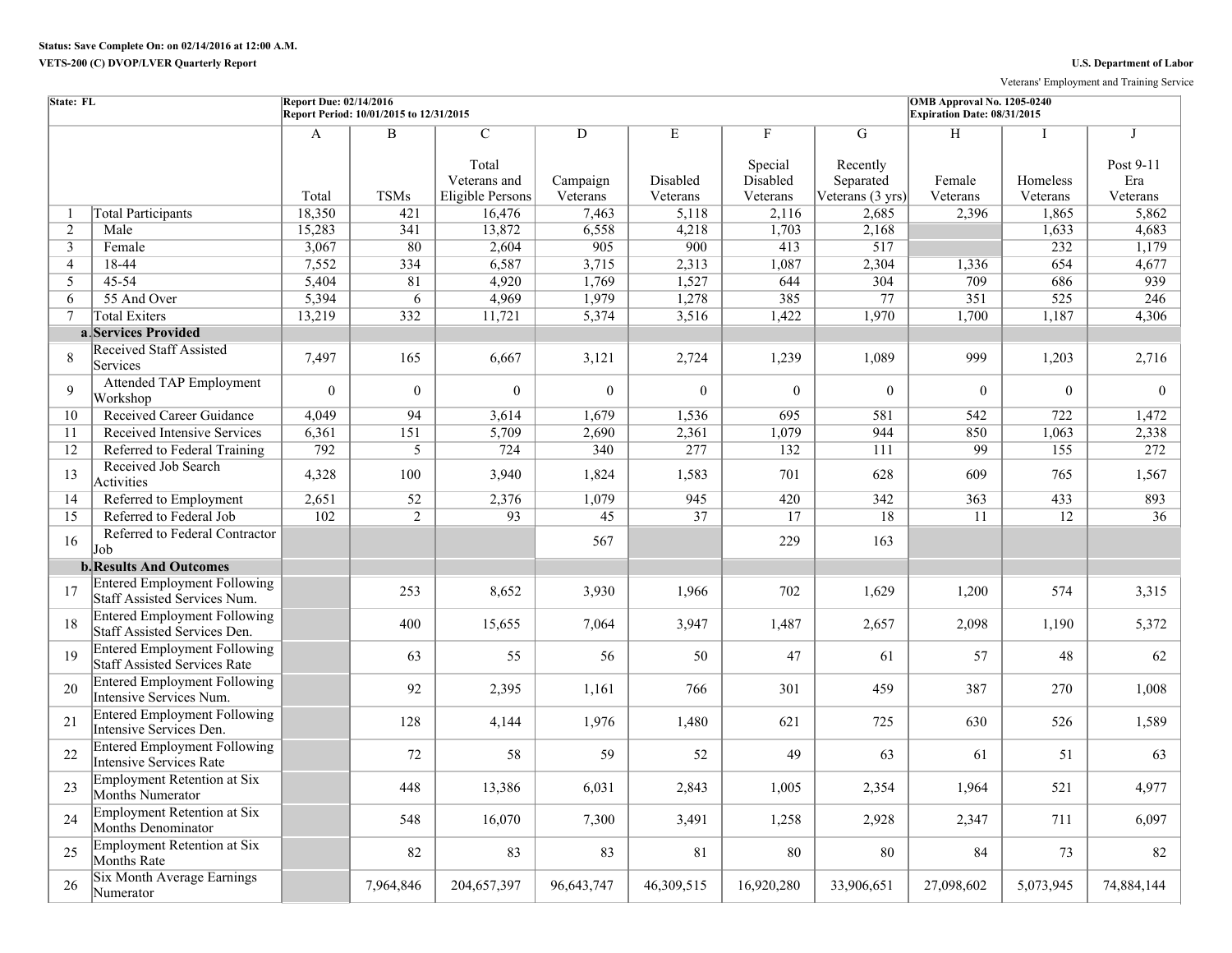**Status: Save Complete On: on 02/14/2016 at 12:00 A.M.**

**VETS-200 (C) DVOP/LVER Quarterly Report**

**U.S. Department of Labor**

Veterans' Employment and Training Service

| State: FL | | Report Due: 02/14/2016<br>Report Period: 10/01/2015 to 12/31/2015 | | | | | | | OMB Approval No. 1205-0240<br>Expiration Date: 08/31/2015 | | |
|---|---|---|---|---|---|---|---|---|---|---|---|
| | | A | B | C | D | E | F | G | H | I | J |
| | | Total | TSMs | Total Veterans and Eligible Persons | Campaign Veterans | Disabled Veterans | Special Disabled Veterans | Recently Separated Veterans (3 yrs) | Female Veterans | Homeless Veterans | Post 9-11 Era Veterans |
| 1 | Total Participants | 18,350 | 421 | 16,476 | 7,463 | 5,118 | 2,116 | 2,685 | 2,396 | 1,865 | 5,862 |
| 2 | Male | 15,283 | 341 | 13,872 | 6,558 | 4,218 | 1,703 | 2,168 | | 1,633 | 4,683 |
| 3 | Female | 3,067 | 80 | 2,604 | 905 | 900 | 413 | 517 | | 232 | 1,179 |
| 4 | 18-44 | 7,552 | 334 | 6,587 | 3,715 | 2,313 | 1,087 | 2,304 | 1,336 | 654 | 4,677 |
| 5 | 45-54 | 5,404 | 81 | 4,920 | 1,769 | 1,527 | 644 | 304 | 709 | 686 | 939 |
| 6 | 55 And Over | 5,394 | 6 | 4,969 | 1,979 | 1,278 | 385 | 77 | 351 | 525 | 246 |
| 7 | Total Exiters | 13,219 | 332 | 11,721 | 5,374 | 3,516 | 1,422 | 1,970 | 1,700 | 1,187 | 4,306 |
| a. | **Services Provided** | | | | | | | | | | |
| 8 | Received Staff Assisted Services | 7,497 | 165 | 6,667 | 3,121 | 2,724 | 1,239 | 1,089 | 999 | 1,203 | 2,716 |
| 9 | Attended TAP Employment Workshop | 0 | 0 | 0 | 0 | 0 | 0 | 0 | 0 | 0 | 0 |
| 10 | Received Career Guidance | 4,049 | 94 | 3,614 | 1,679 | 1,536 | 695 | 581 | 542 | 722 | 1,472 |
| 11 | Received Intensive Services | 6,361 | 151 | 5,709 | 2,690 | 2,361 | 1,079 | 944 | 850 | 1,063 | 2,338 |
| 12 | Referred to Federal Training | 792 | 5 | 724 | 340 | 277 | 132 | 111 | 99 | 155 | 272 |
| 13 | Received Job Search Activities | 4,328 | 100 | 3,940 | 1,824 | 1,583 | 701 | 628 | 609 | 765 | 1,567 |
| 14 | Referred to Employment | 2,651 | 52 | 2,376 | 1,079 | 945 | 420 | 342 | 363 | 433 | 893 |
| 15 | Referred to Federal Job | 102 | 2 | 93 | 45 | 37 | 17 | 18 | 11 | 12 | 36 |
| 16 | Referred to Federal Contractor Job | | | | 567 | | 229 | 163 | | | |
| b. | **Results And Outcomes** | | | | | | | | | | |
| 17 | Entered Employment Following Staff Assisted Services Num. | | 253 | 8,652 | 3,930 | 1,966 | 702 | 1,629 | 1,200 | 574 | 3,315 |
| 18 | Entered Employment Following Staff Assisted Services Den. | | 400 | 15,655 | 7,064 | 3,947 | 1,487 | 2,657 | 2,098 | 1,190 | 5,372 |
| 19 | Entered Employment Following Staff Assisted Services Rate | | 63 | 55 | 56 | 50 | 47 | 61 | 57 | 48 | 62 |
| 20 | Entered Employment Following Intensive Services Num. | | 92 | 2,395 | 1,161 | 766 | 301 | 459 | 387 | 270 | 1,008 |
| 21 | Entered Employment Following Intensive Services Den. | | 128 | 4,144 | 1,976 | 1,480 | 621 | 725 | 630 | 526 | 1,589 |
| 22 | Entered Employment Following Intensive Services Rate | | 72 | 58 | 59 | 52 | 49 | 63 | 61 | 51 | 63 |
| 23 | Employment Retention at Six Months Numerator | | 448 | 13,386 | 6,031 | 2,843 | 1,005 | 2,354 | 1,964 | 521 | 4,977 |
| 24 | Employment Retention at Six Months Denominator | | 548 | 16,070 | 7,300 | 3,491 | 1,258 | 2,928 | 2,347 | 711 | 6,097 |
| 25 | Employment Retention at Six Months Rate | | 82 | 83 | 83 | 81 | 80 | 80 | 84 | 73 | 82 |
| 26 | Six Month Average Earnings Numerator | | 7,964,846 | 204,657,397 | 96,643,747 | 46,309,515 | 16,920,280 | 33,906,651 | 27,098,602 | 5,073,945 | 74,884,144 |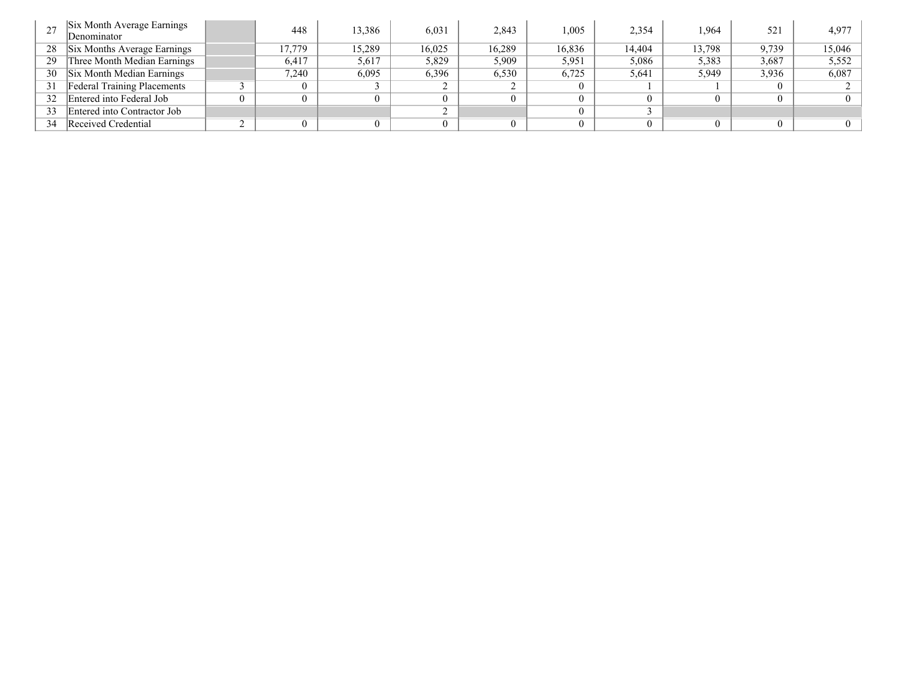| | | | | | | | | | | | |
|---|---|---|---|---|---|---|---|---|---|---|---|
| 27 | Six Month Average Earnings Denominator | | 448 | 13,386 | 6,031 | 2,843 | 1,005 | 2,354 | 1,964 | 521 | 4,977 |
| 28 | Six Months Average Earnings | | 17,779 | 15,289 | 16,025 | 16,289 | 16,836 | 14,404 | 13,798 | 9,739 | 15,046 |
| 29 | Three Month Median Earnings | | 6,417 | 5,617 | 5,829 | 5,909 | 5,951 | 5,086 | 5,383 | 3,687 | 5,552 |
| 30 | Six Month Median Earnings | | 7,240 | 6,095 | 6,396 | 6,530 | 6,725 | 5,641 | 5,949 | 3,936 | 6,087 |
| 31 | Federal Training Placements | 3 | 0 | 3 | 2 | 2 | 0 | 1 | 1 | 0 | 2 |
| 32 | Entered into Federal Job | 0 | 0 | 0 | 0 | 0 | 0 | 0 | 0 | 0 | 0 |
| 33 | Entered into Contractor Job | | | | 2 | | 0 | 3 | | | |
| 34 | Received Credential | 2 | 0 | 0 | 0 | 0 | 0 | 0 | 0 | 0 | 0 |